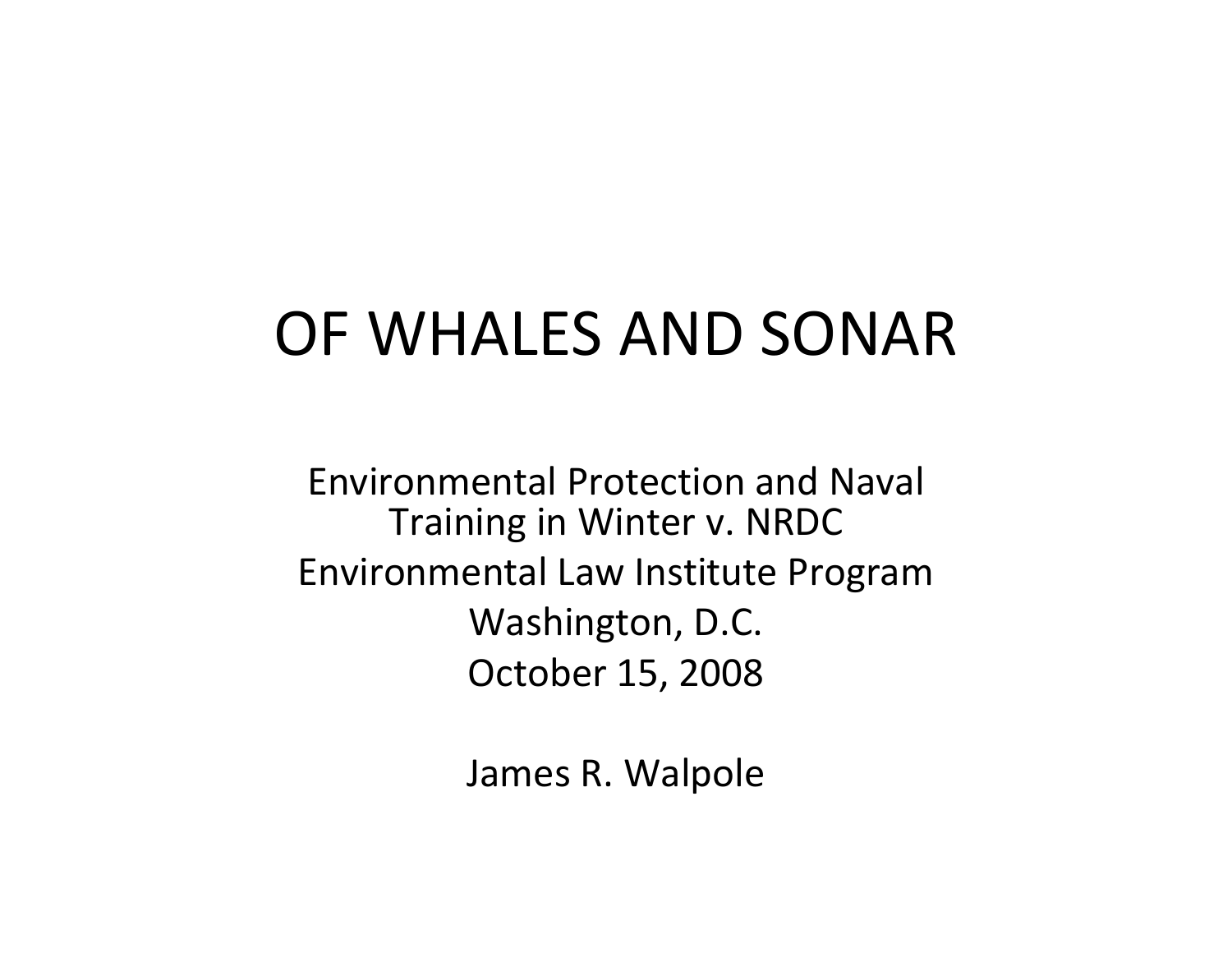# OF WHALES AND SONAR

Environmental Protection and Naval Training in Winter v. NRDC

Environmental Law Institute Program

Washington, D.C.

October 15, 2008

James R. Walpole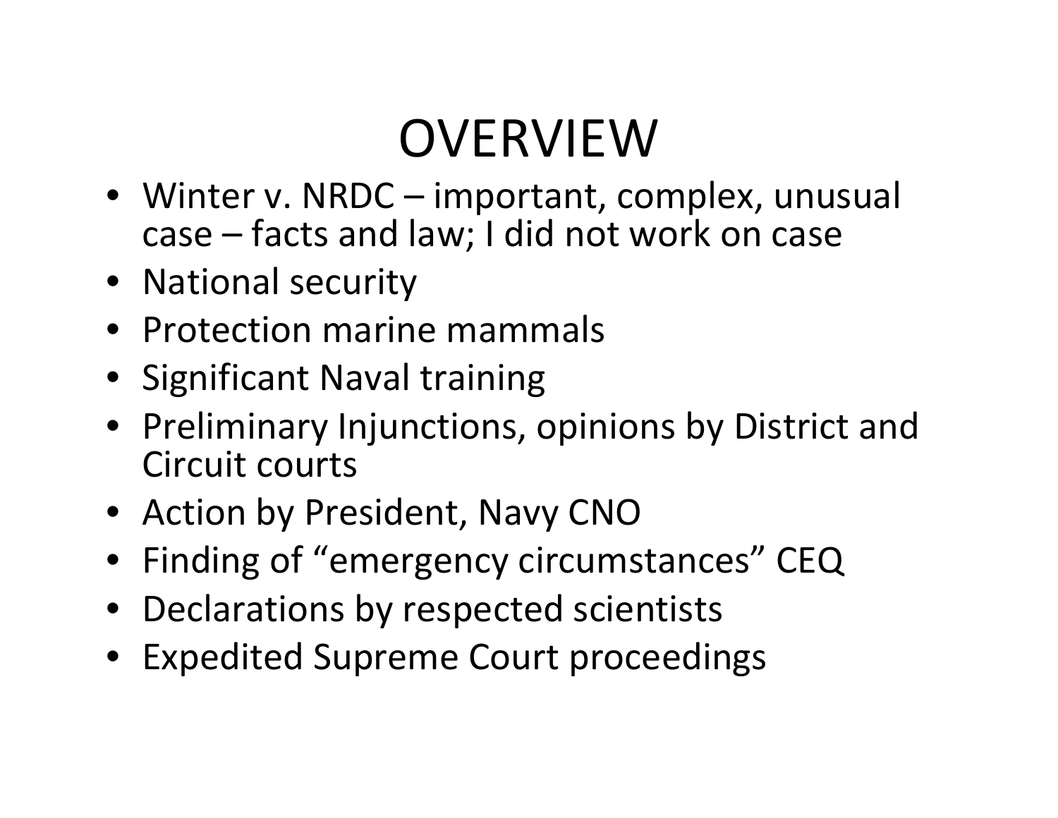# OVERVIEW

- Winter v. NRDC – important, complex, unusual case – facts and law; I did not work on case
- National security
- Protection marine mammals
- Significant Naval training
- Preliminary Injunctions, opinions by District and Circuit courts
- Action by President, Navy CNO
- Finding of "emergency circumstances" CEQ
- Declarations by respected scientists
- Expedited Supreme Court proceedings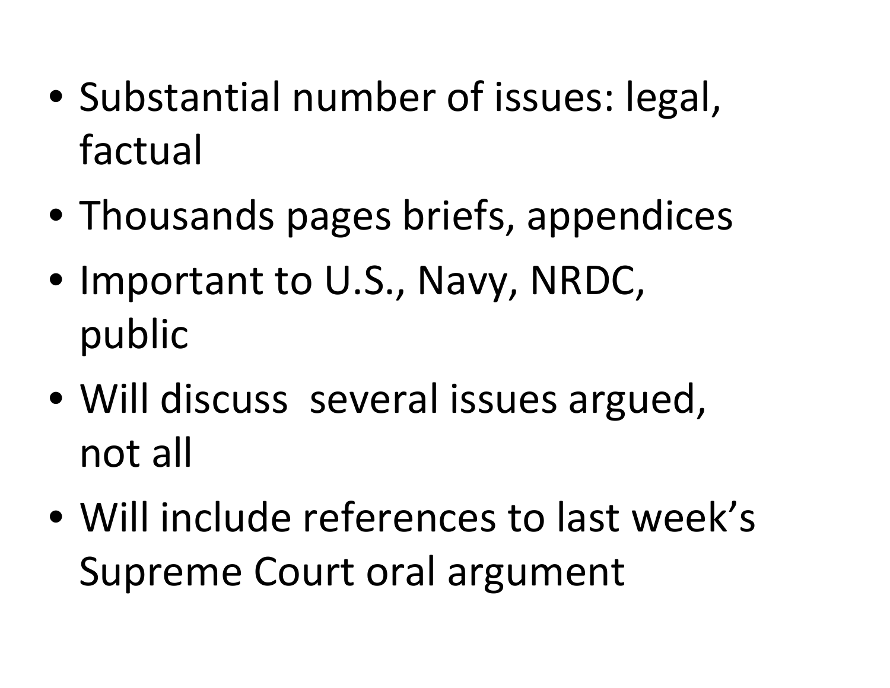- Substantial number of issues: legal, factual
- Thousands pages briefs, appendices
- Important to U.S., Navy, NRDC, public
- Will discuss  several issues argued, not all
- Will include references to last week's Supreme Court oral argument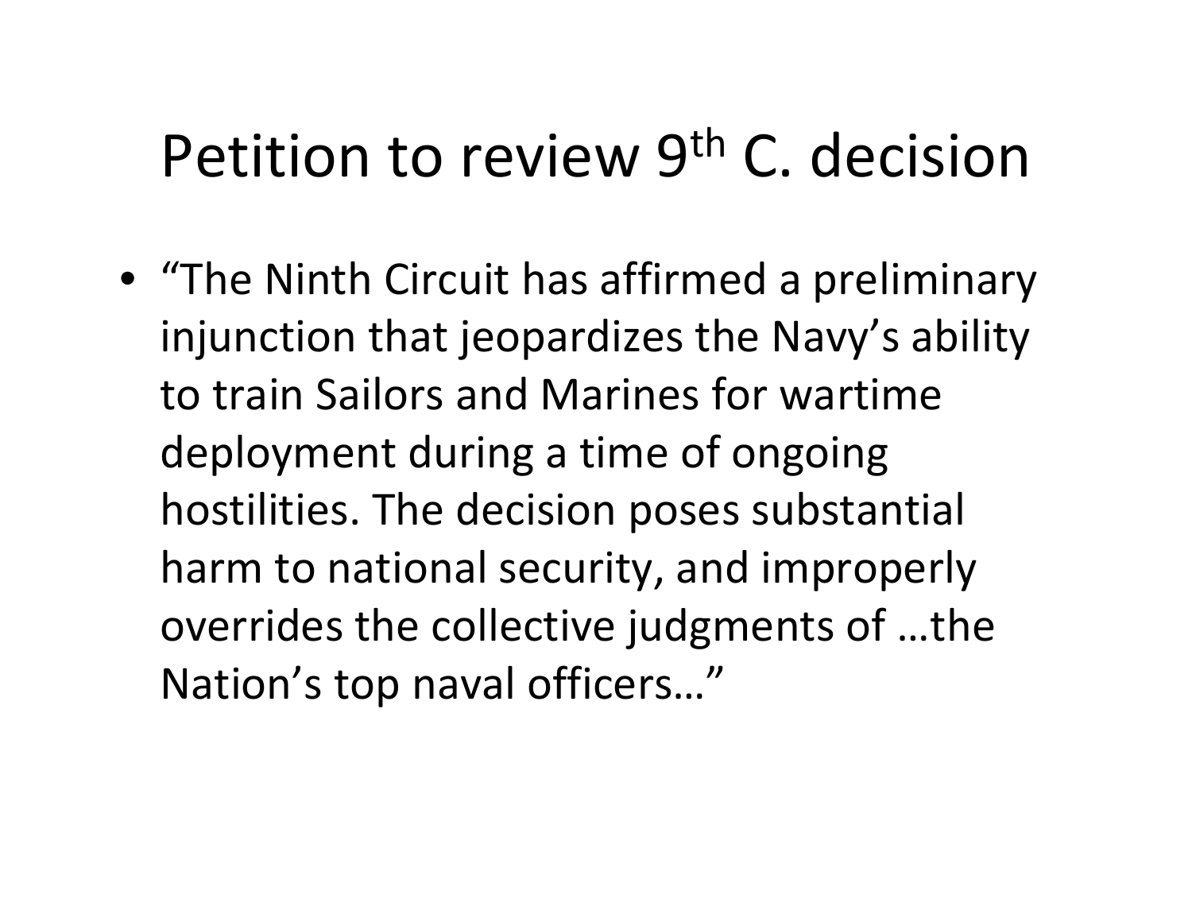# Petition to review 9th C. decision

- "The Ninth Circuit has affirmed a preliminary injunction that jeopardizes the Navy's ability to train Sailors and Marines for wartime deployment during a time of ongoing hostilities. The decision poses substantial harm to national security, and improperly overrides the collective judgments of …the Nation's top naval officers…"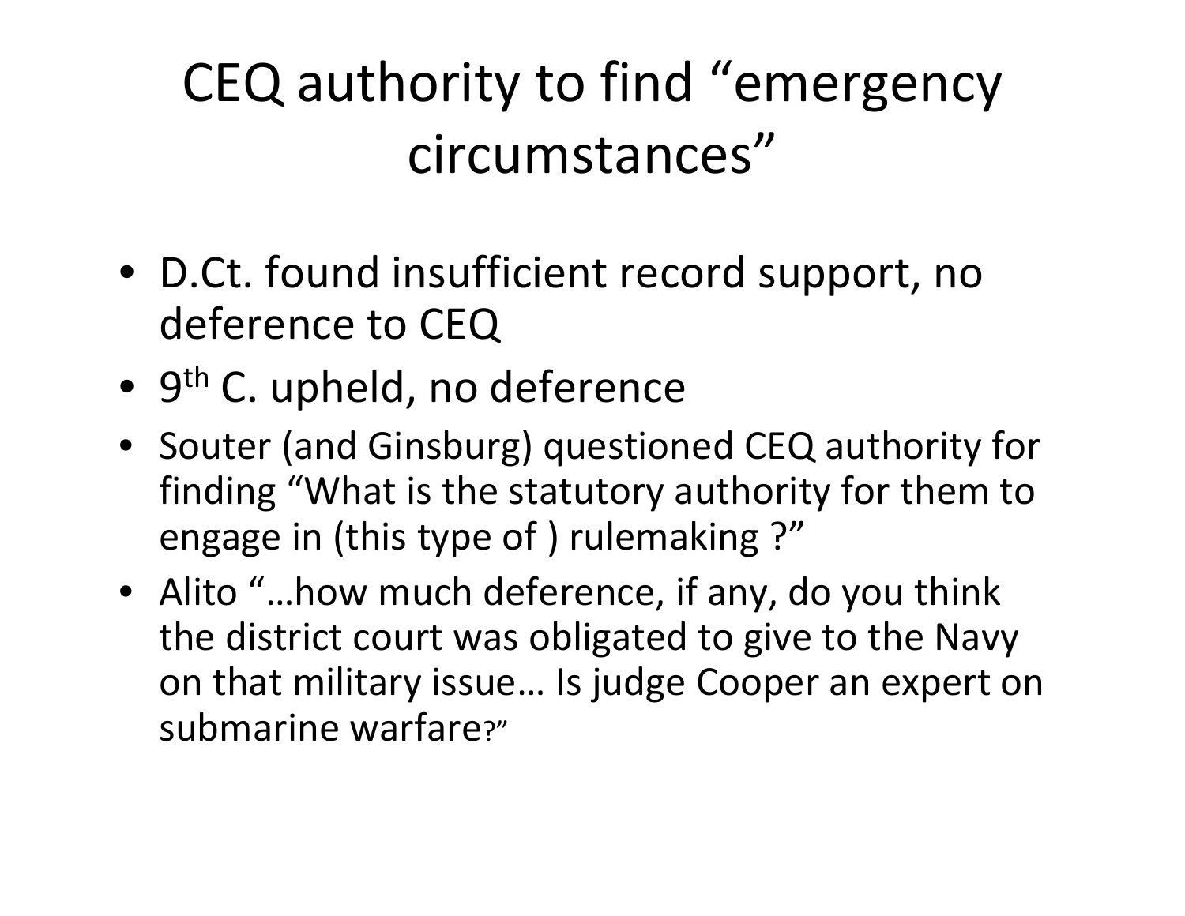# CEQ authority to find "emergency circumstances"

- D.Ct. found insufficient record support, no deference to CEQ
- 9th C. upheld, no deference
- Souter (and Ginsburg) questioned CEQ authority for finding "What is the statutory authority for them to engage in (this type of ) rulemaking ?"
- Alito "…how much deference, if any, do you think the district court was obligated to give to the Navy on that military issue… Is judge Cooper an expert on submarine warfare?"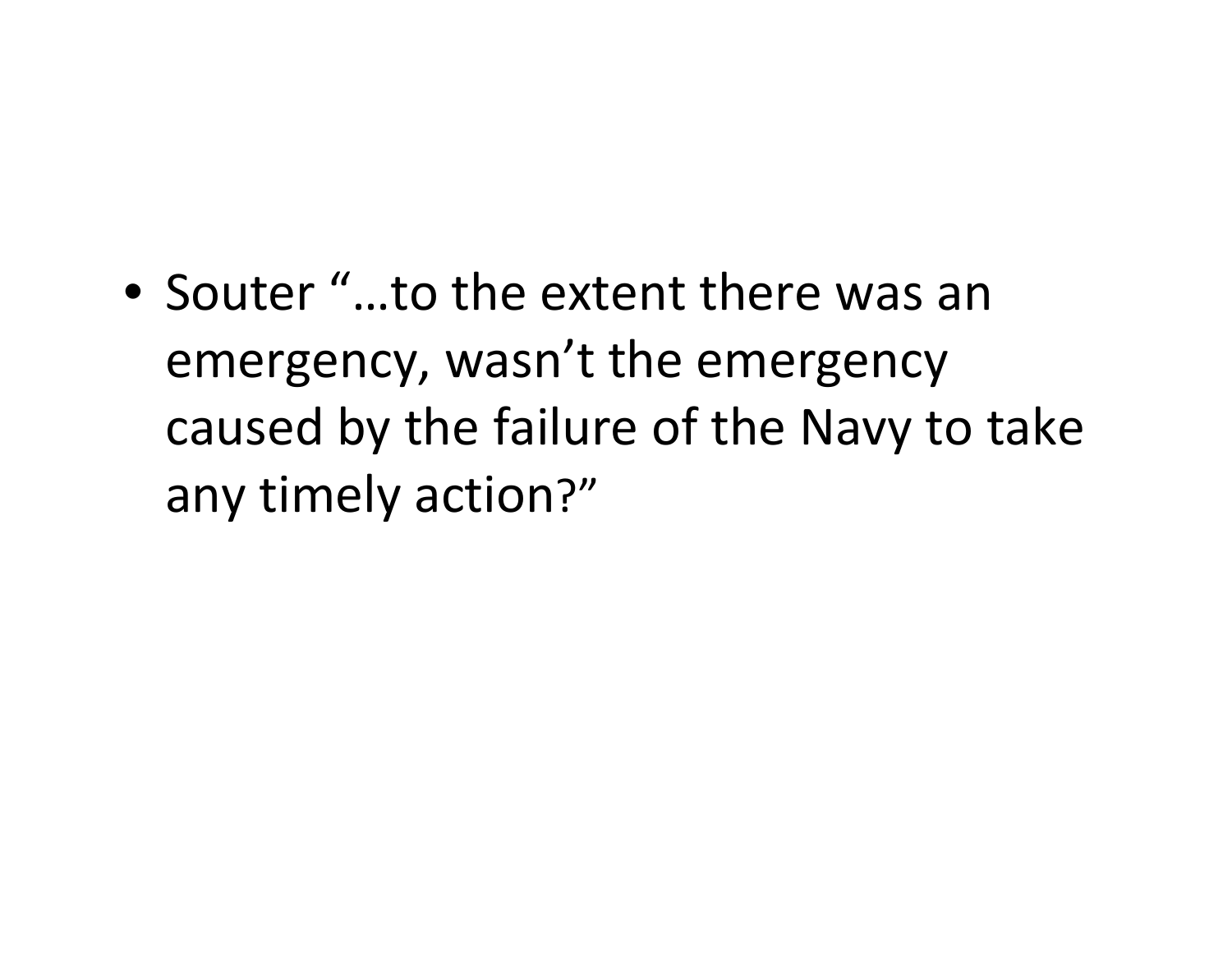- Souter "…to the extent there was an emergency, wasn't the emergency caused by the failure of the Navy to take any timely action?"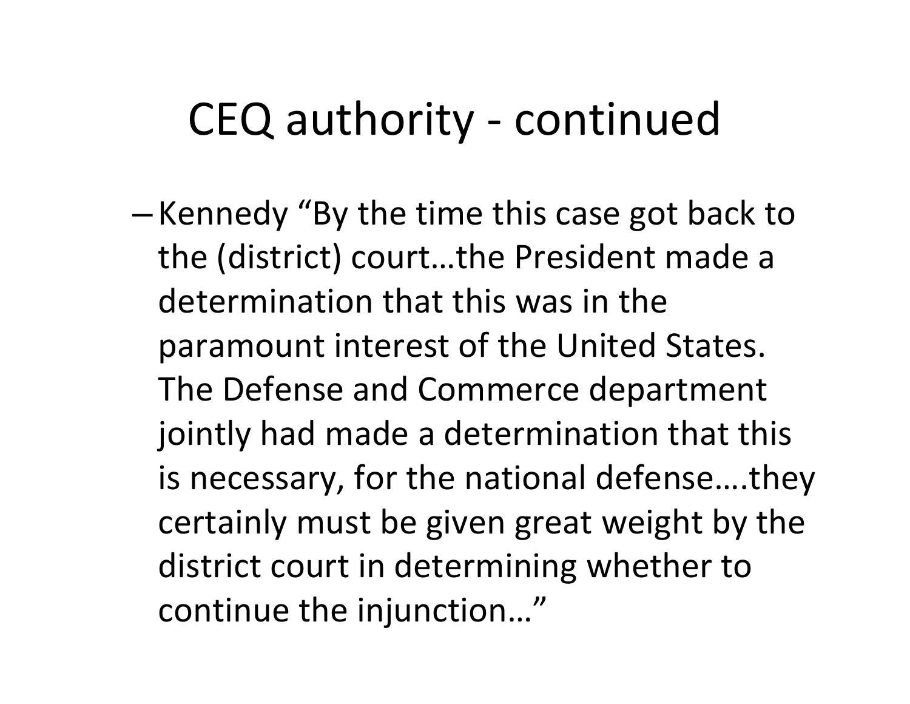# CEQ authority - continued

- Kennedy "By the time this case got back to the (district) court…the President made a determination that this was in the paramount interest of the United States. The Defense and Commerce department jointly had made a determination that this is necessary, for the national defense….they certainly must be given great weight by the district court in determining whether to continue the injunction…"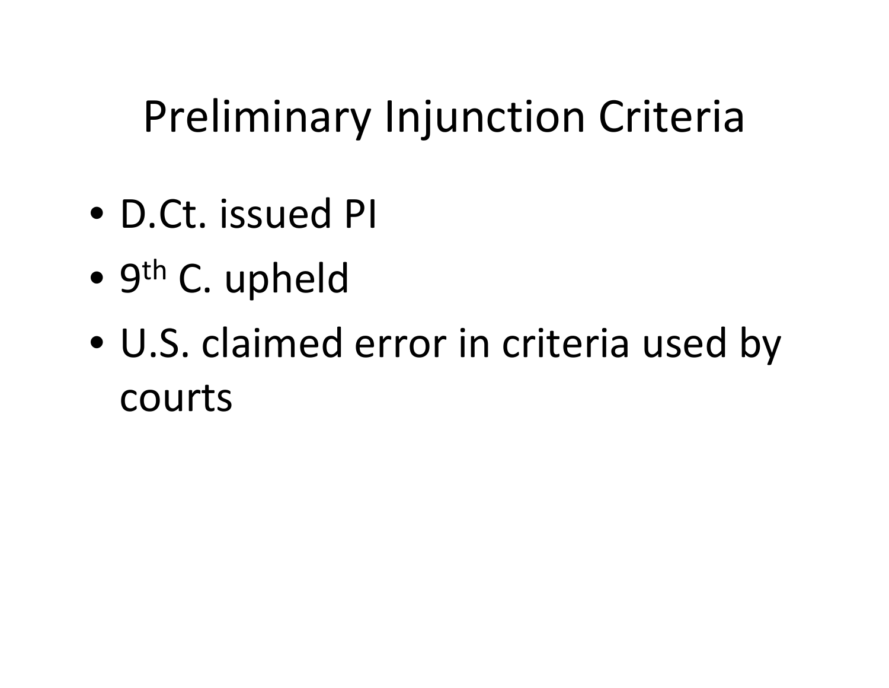# Preliminary Injunction Criteria

- D.Ct. issued PI
- $9^{th}$ C. upheld
- U.S. claimed error in criteria used by courts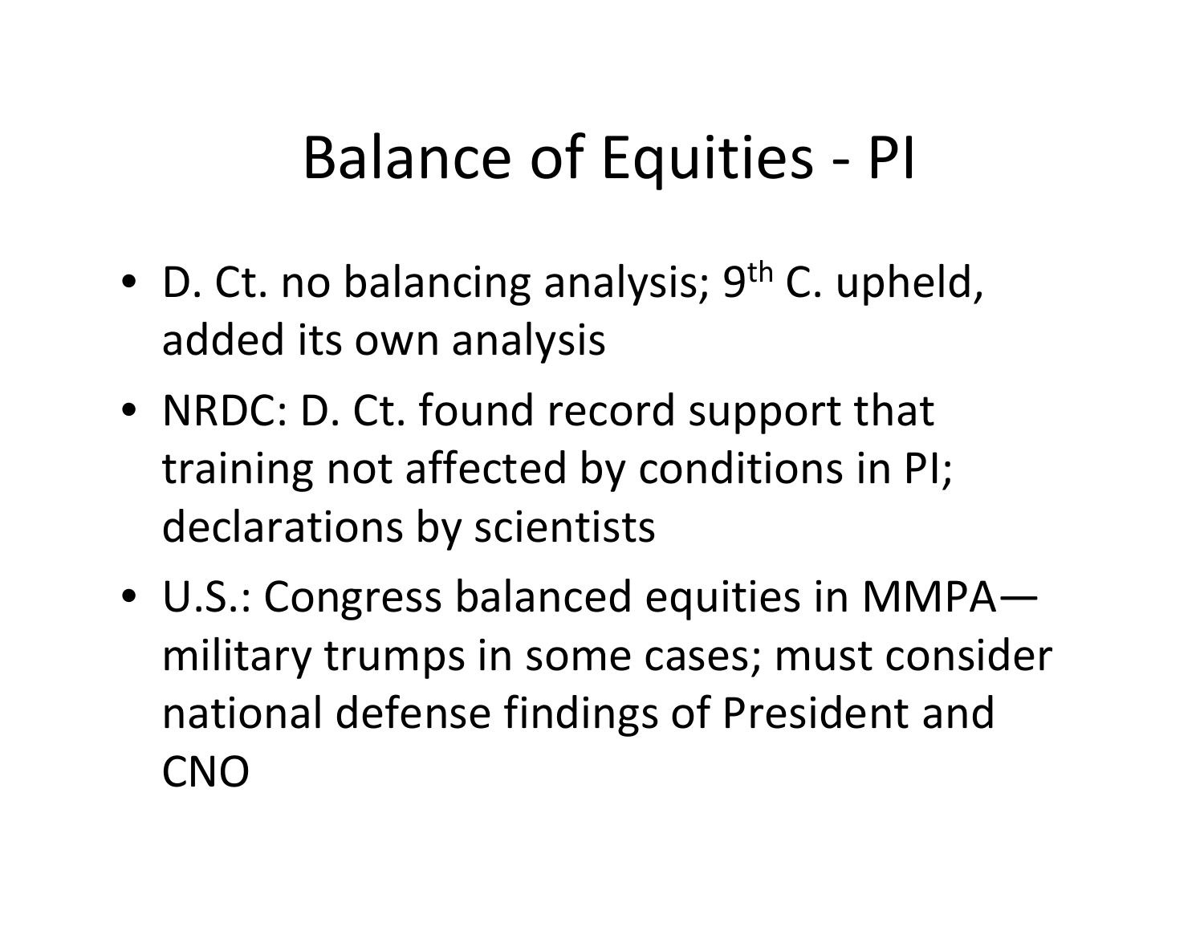# Balance of Equities - PI

- D. Ct. no balancing analysis; 9th C. upheld, added its own analysis
- NRDC: D. Ct. found record support that training not affected by conditions in PI; declarations by scientists
- U.S.: Congress balanced equities in MMPA—military trumps in some cases; must consider national defense findings of President and CNO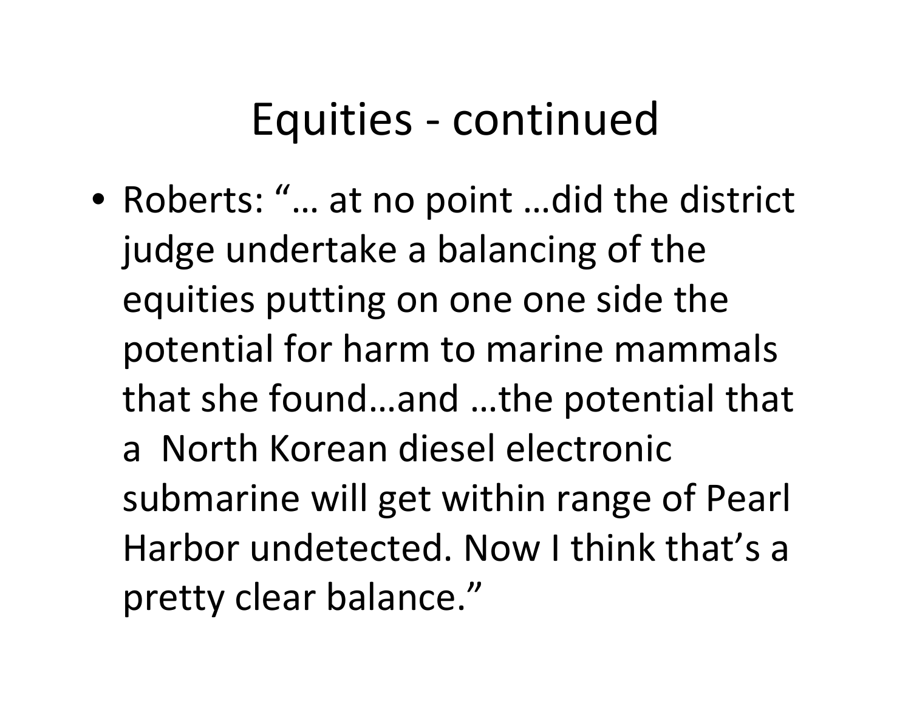# Equities - continued

- Roberts: "… at no point …did the district judge undertake a balancing of the equities putting on one one side the potential for harm to marine mammals that she found…and …the potential that a North Korean diesel electronic submarine will get within range of Pearl Harbor undetected. Now I think that's a pretty clear balance."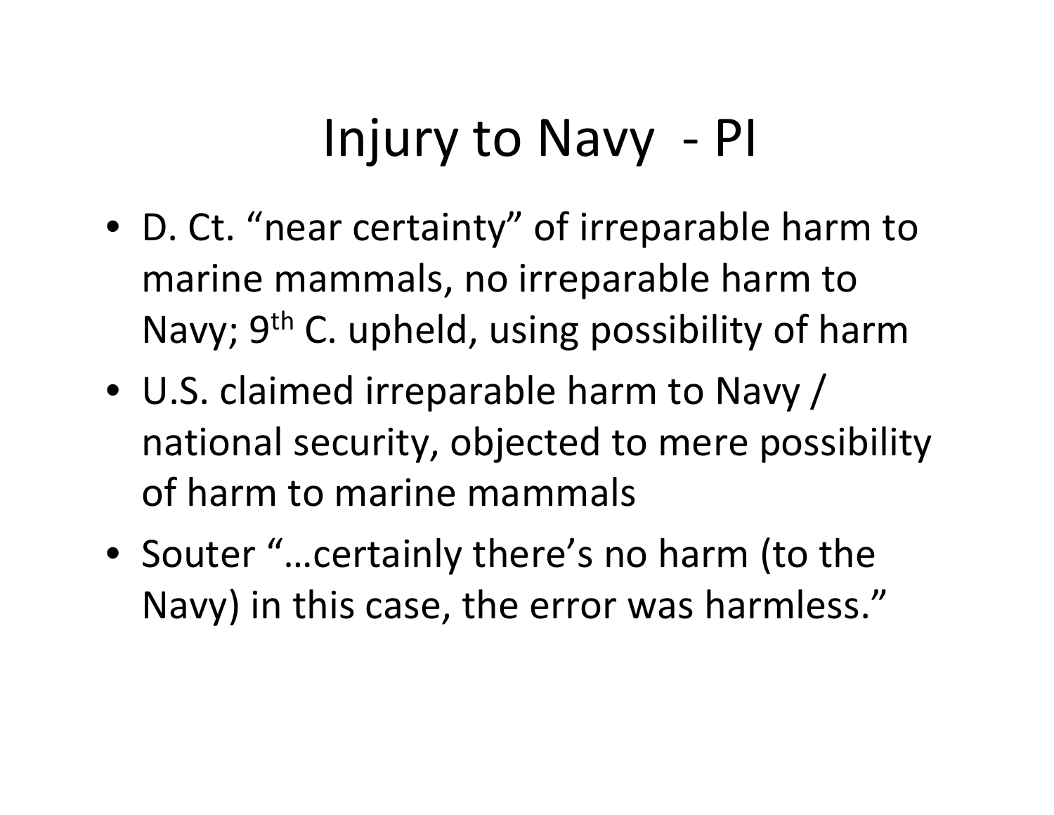# Injury to Navy - PI

- D. Ct. "near certainty" of irreparable harm to marine mammals, no irreparable harm to Navy; 9th C. upheld, using possibility of harm
- U.S. claimed irreparable harm to Navy / national security, objected to mere possibility of harm to marine mammals
- Souter "…certainly there's no harm (to the Navy) in this case, the error was harmless."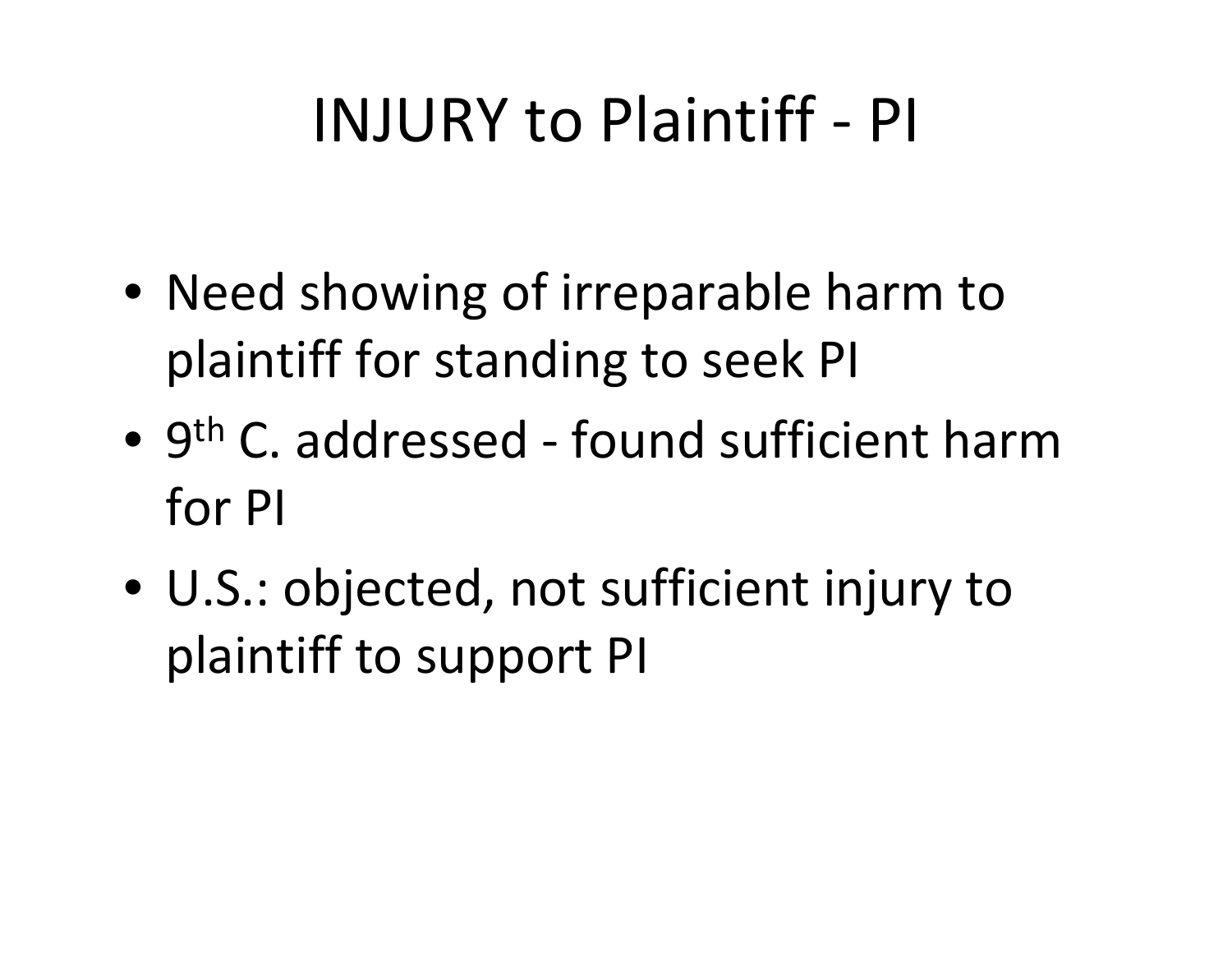# INJURY to Plaintiff - PI

- Need showing of irreparable harm to plaintiff for standing to seek PI
- 9th C. addressed - found sufficient harm for PI
- U.S.: objected, not sufficient injury to plaintiff to support PI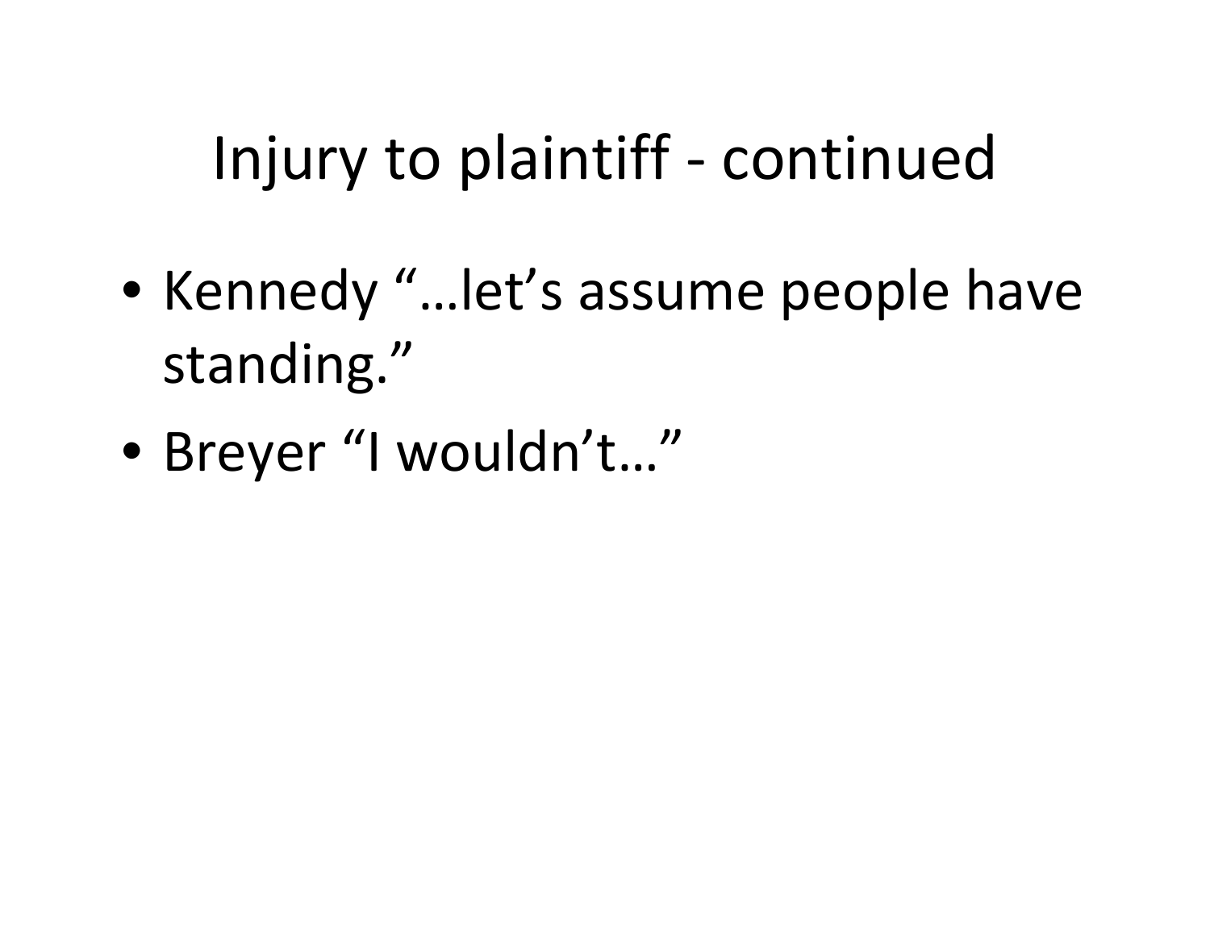# Injury to plaintiff - continued

- Kennedy "…let's assume people have standing."
- Breyer "I wouldn't…"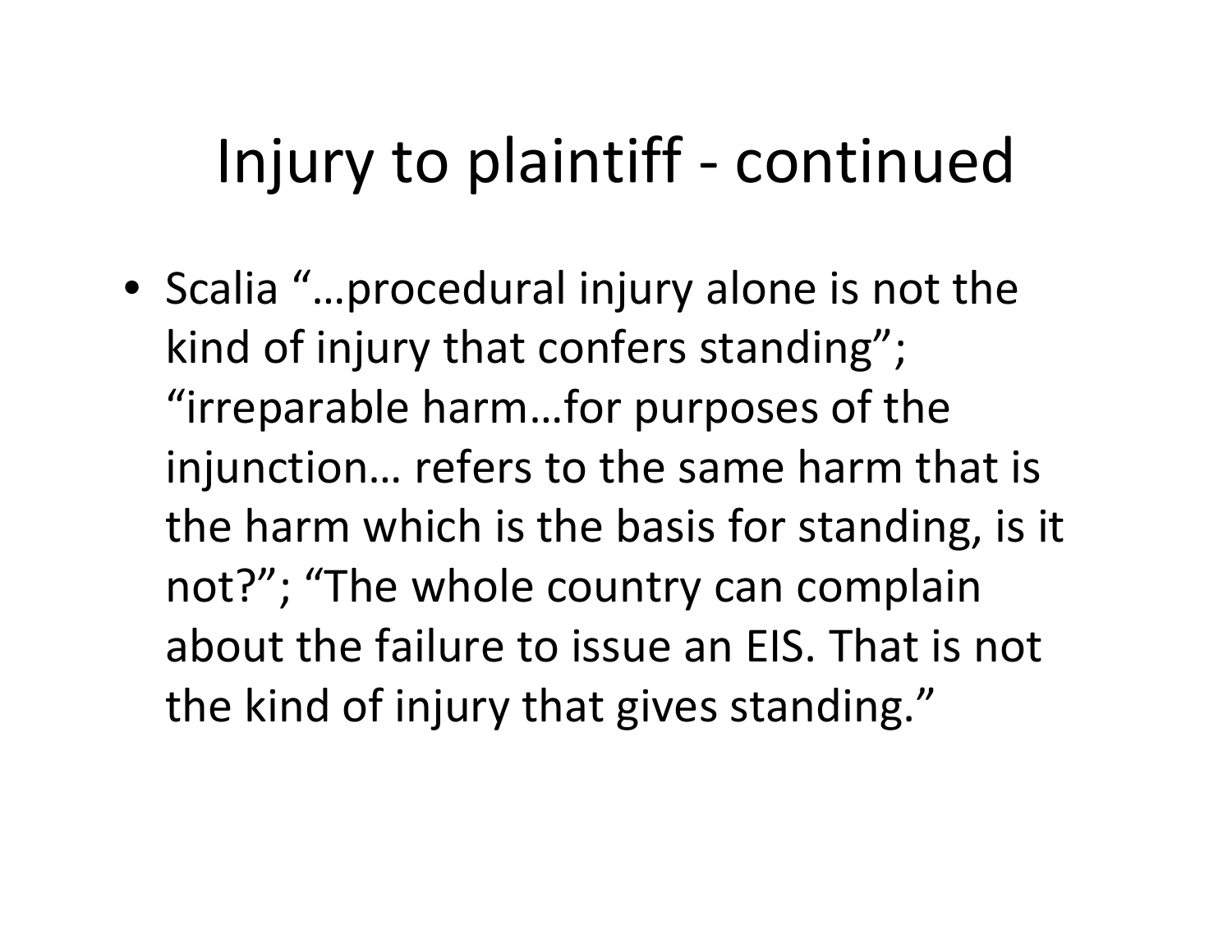# Injury to plaintiff - continued

- Scalia "…procedural injury alone is not the kind of injury that confers standing"; "irreparable harm…for purposes of the injunction… refers to the same harm that is the harm which is the basis for standing, is it not?"; "The whole country can complain about the failure to issue an EIS. That is not the kind of injury that gives standing."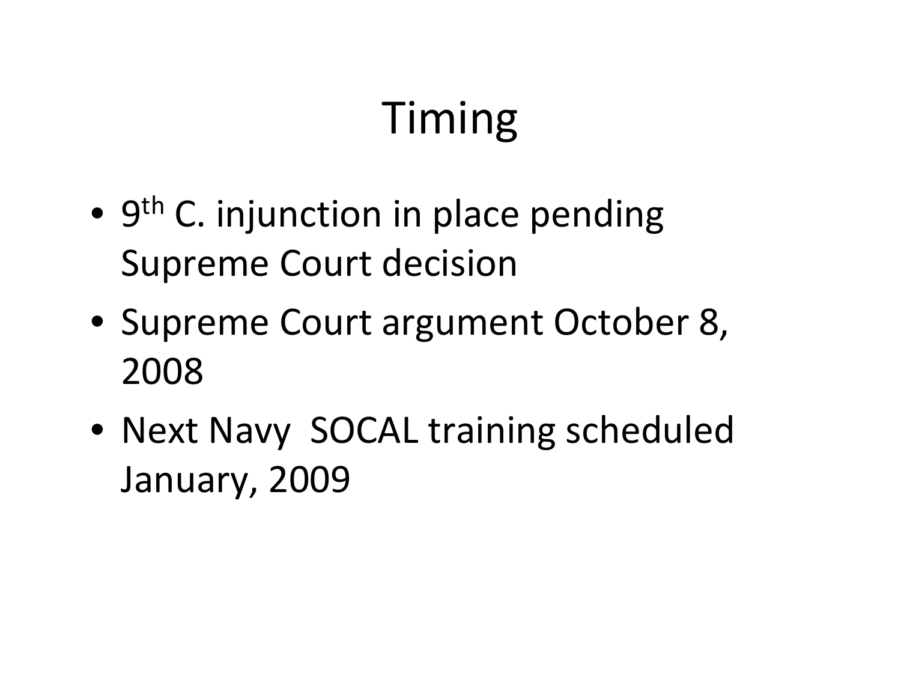# Timing

- 9th C. injunction in place pending Supreme Court decision
- Supreme Court argument October 8, 2008
- Next Navy SOCAL training scheduled January, 2009